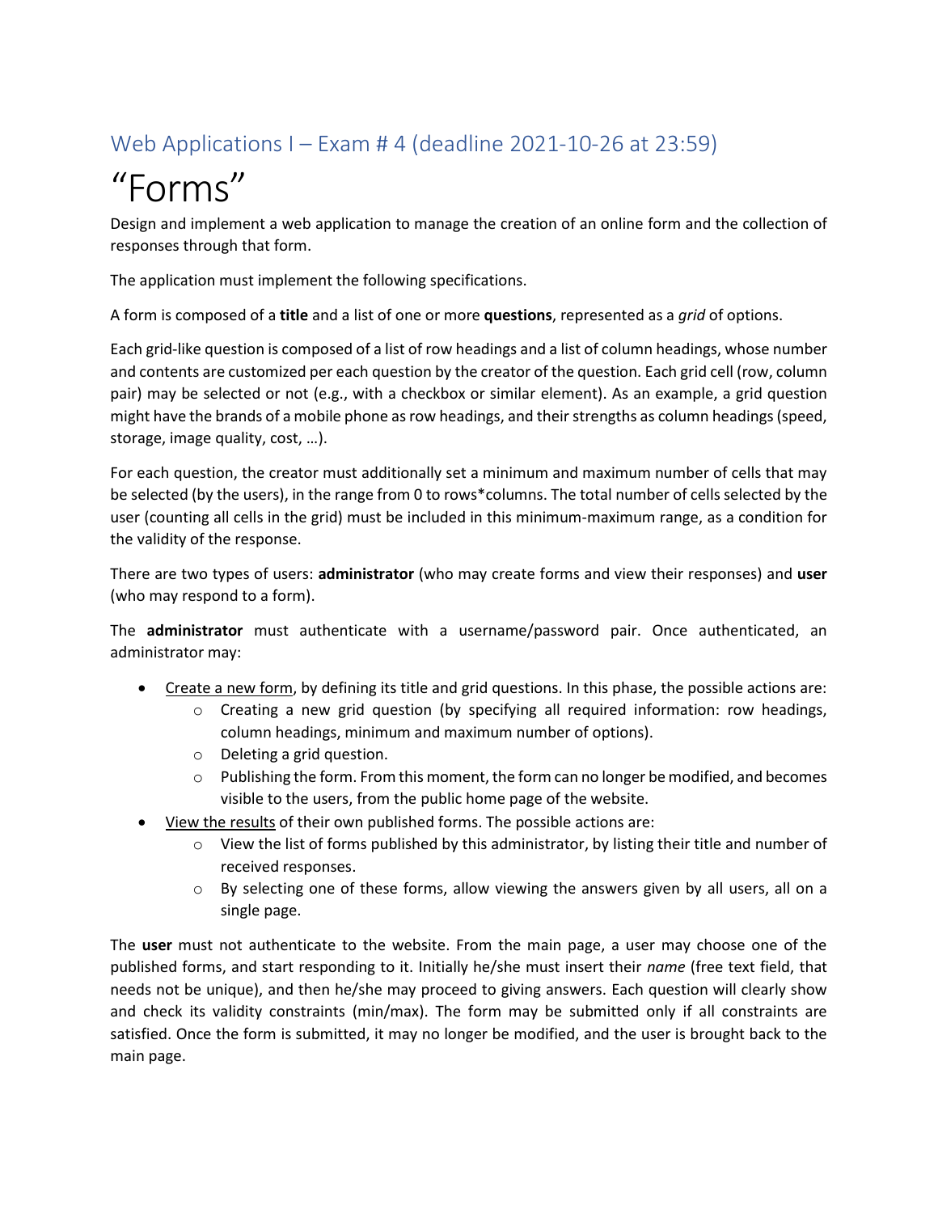## Web Applications I – Exam # 4 (deadline 2021-10-26 at 23:59)

# "Forms"

Design and implement a web application to manage the creation of an online form and the collection of responses through that form.

The application must implement the following specifications.

A form is composed of a **title** and a list of one or more **questions**, represented as a *grid* of options.

Each grid-like question is composed of a list of row headings and a list of column headings, whose number and contents are customized per each question by the creator of the question. Each grid cell (row, column pair) may be selected or not (e.g., with a checkbox or similar element). As an example, a grid question might have the brands of a mobile phone as row headings, and their strengths as column headings (speed, storage, image quality, cost, …).

For each question, the creator must additionally set a minimum and maximum number of cells that may be selected (by the users), in the range from 0 to rows*columns. The total number of cells selected by the user (counting all cells in the grid) must be included in this minimum-maximum range, as a condition for the validity of the response.

There are two types of users: **administrator** (who may create forms and view their responses) and **user** (who may respond to a form).

The **administrator** must authenticate with a username/password pair. Once authenticated, an administrator may:

- Create a new form, by defining its title and grid questions. In this phase, the possible actions are:
  - Creating a new grid question (by specifying all required information: row headings, column headings, minimum and maximum number of options).
  - Deleting a grid question.
  - Publishing the form. From this moment, the form can no longer be modified, and becomes visible to the users, from the public home page of the website.
- View the results of their own published forms. The possible actions are:
  - View the list of forms published by this administrator, by listing their title and number of received responses.
  - By selecting one of these forms, allow viewing the answers given by all users, all on a single page.

The **user** must not authenticate to the website. From the main page, a user may choose one of the published forms, and start responding to it. Initially he/she must insert their *name* (free text field, that needs not be unique), and then he/she may proceed to giving answers. Each question will clearly show and check its validity constraints (min/max). The form may be submitted only if all constraints are satisfied. Once the form is submitted, it may no longer be modified, and the user is brought back to the main page.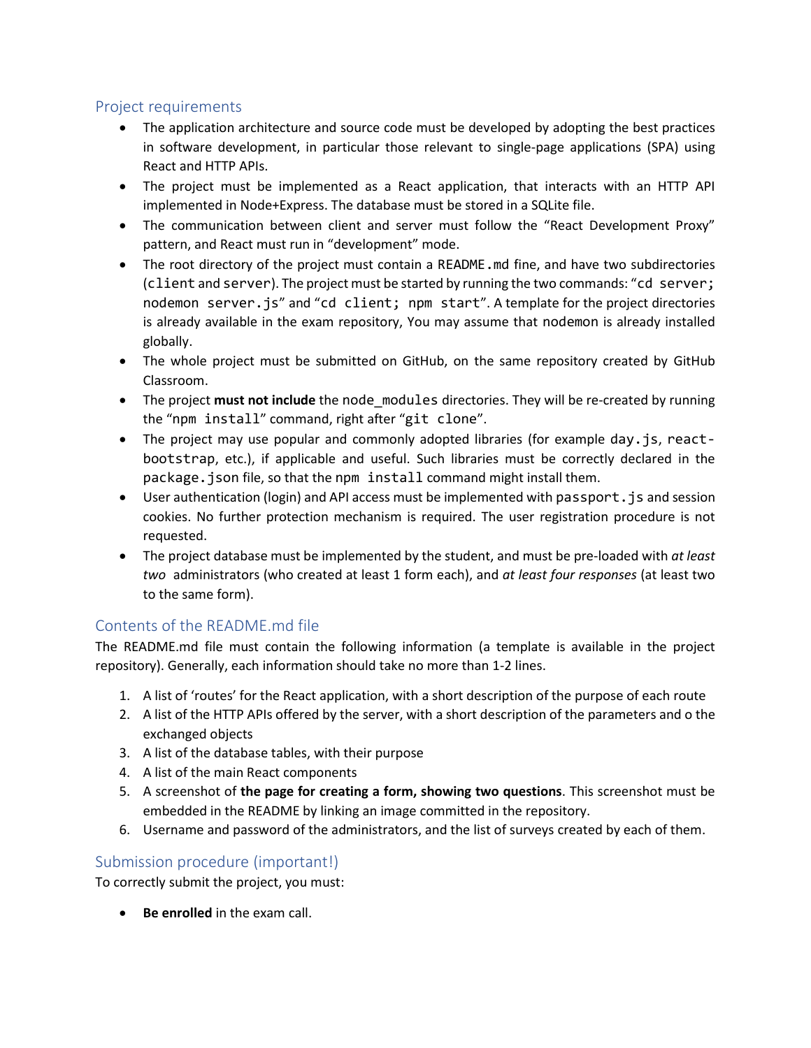## Project requirements

- The application architecture and source code must be developed by adopting the best practices in software development, in particular those relevant to single-page applications (SPA) using React and HTTP APIs.
- The project must be implemented as a React application, that interacts with an HTTP API implemented in Node+Express. The database must be stored in a SQLite file.
- The communication between client and server must follow the "React Development Proxy" pattern, and React must run in "development" mode.
- The root directory of the project must contain a `README.md` fine, and have two subdirectories (`client` and `server`). The project must be started by running the two commands: "`cd server; nodemon server.js`" and "`cd client; npm start`". A template for the project directories is already available in the exam repository, You may assume that `nodemon` is already installed globally.
- The whole project must be submitted on GitHub, on the same repository created by GitHub Classroom.
- The project **must not include** the `node_modules` directories. They will be re-created by running the "`npm install`" command, right after "`git clone`".
- The project may use popular and commonly adopted libraries (for example `day.js`, `react-bootstrap`, etc.), if applicable and useful. Such libraries must be correctly declared in the `package.json` file, so that the `npm install` command might install them.
- User authentication (login) and API access must be implemented with `passport.js` and session cookies. No further protection mechanism is required. The user registration procedure is not requested.
- The project database must be implemented by the student, and must be pre-loaded with *at least two* administrators (who created at least 1 form each), and *at least four responses* (at least two to the same form).

## Contents of the README.md file

The README.md file must contain the following information (a template is available in the project repository). Generally, each information should take no more than 1-2 lines.

1. A list of 'routes' for the React application, with a short description of the purpose of each route
2. A list of the HTTP APIs offered by the server, with a short description of the parameters and o the exchanged objects
3. A list of the database tables, with their purpose
4. A list of the main React components
5. A screenshot of **the page for creating a form, showing two questions**. This screenshot must be embedded in the README by linking an image committed in the repository.
6. Username and password of the administrators, and the list of surveys created by each of them.

## Submission procedure (important!)

To correctly submit the project, you must:

- **Be enrolled** in the exam call.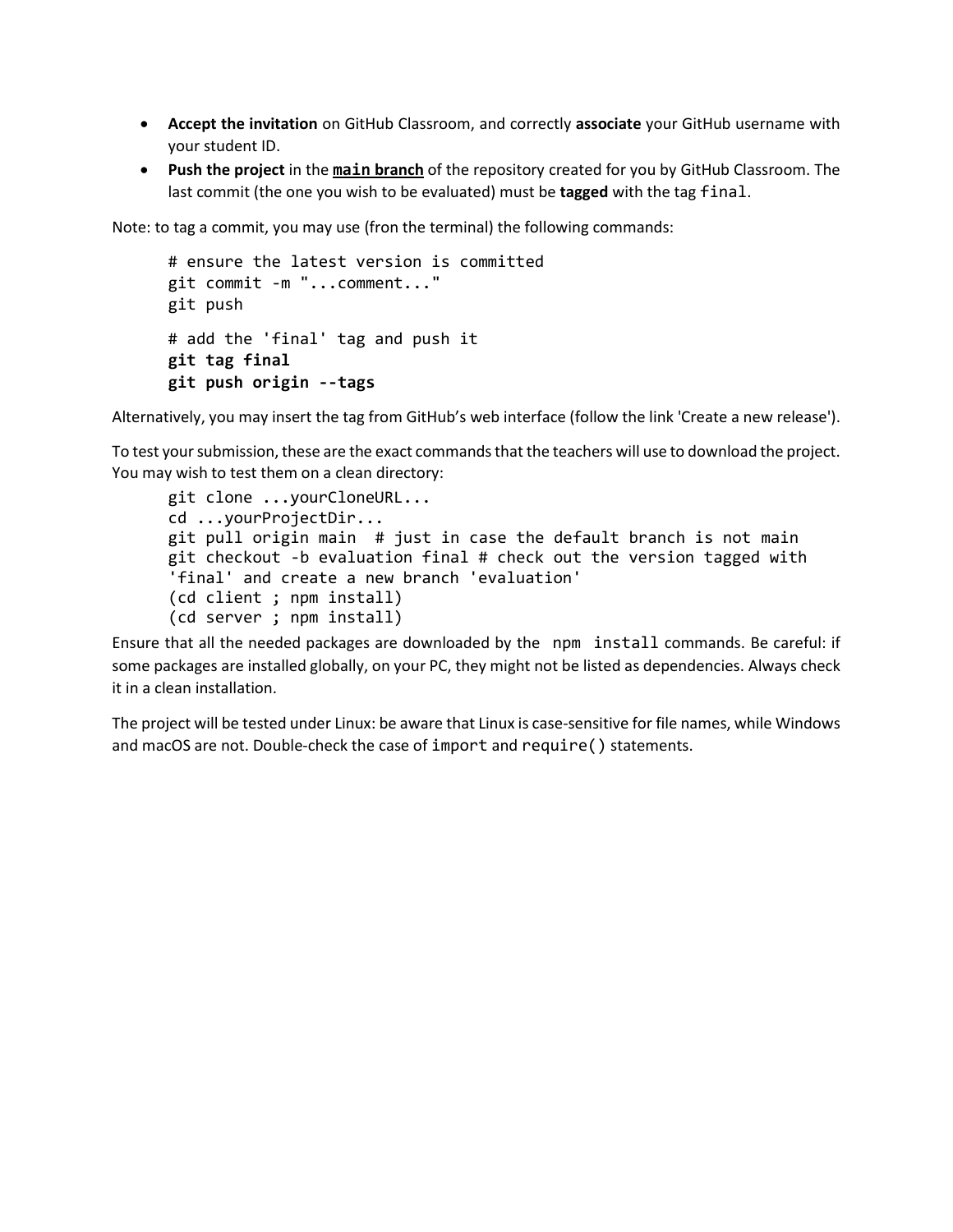- **Accept the invitation** on GitHub Classroom, and correctly **associate** your GitHub username with your student ID.
- **Push the project** in the **main branch** of the repository created for you by GitHub Classroom. The last commit (the one you wish to be evaluated) must be **tagged** with the tag `final`.

Note: to tag a commit, you may use (fron the terminal) the following commands:

```
# ensure the latest version is committed
git commit -m "...comment..."
git push

# add the 'final' tag and push it
git tag final
git push origin --tags
```

Alternatively, you may insert the tag from GitHub's web interface (follow the link 'Create a new release').

To test your submission, these are the exact commands that the teachers will use to download the project. You may wish to test them on a clean directory:

```
git clone ...yourCloneURL...
cd ...yourProjectDir...
git pull origin main  # just in case the default branch is not main
git checkout -b evaluation final # check out the version tagged with
'final' and create a new branch 'evaluation'
(cd client ; npm install)
(cd server ; npm install)
```

Ensure that all the needed packages are downloaded by the `npm install` commands. Be careful: if some packages are installed globally, on your PC, they might not be listed as dependencies. Always check it in a clean installation.

The project will be tested under Linux: be aware that Linux is case-sensitive for file names, while Windows and macOS are not. Double-check the case of `import` and `require()` statements.